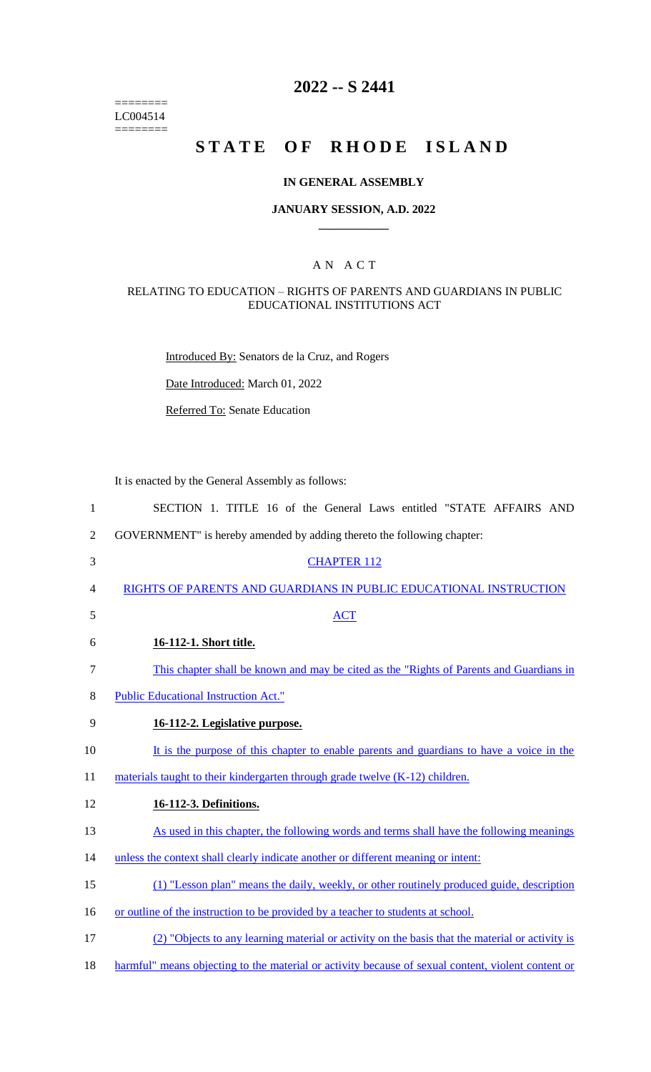======== LC004514 ========

# 2022 -- S 2441

# STATE OF RHODE ISLAND

## IN GENERAL ASSEMBLY

### JANUARY SESSION, A.D. 2022

## A N A C T

### RELATING TO EDUCATION – RIGHTS OF PARENTS AND GUARDIANS IN PUBLIC EDUCATIONAL INSTITUTIONS ACT

Introduced By: Senators de la Cruz, and Rogers

Date Introduced: March 01, 2022

Referred To: Senate Education

It is enacted by the General Assembly as follows:

1 SECTION 1. TITLE 16 of the General Laws entitled "STATE AFFAIRS AND
2 GOVERNMENT" is hereby amended by adding thereto the following chapter:

3 CHAPTER 112

4 RIGHTS OF PARENTS AND GUARDIANS IN PUBLIC EDUCATIONAL INSTRUCTION
5 ACT

6 **16-112-1. Short title.**

7 This chapter shall be known and may be cited as the "Rights of Parents and Guardians in
8 Public Educational Instruction Act."

9 **16-112-2. Legislative purpose.**

10 It is the purpose of this chapter to enable parents and guardians to have a voice in the
11 materials taught to their kindergarten through grade twelve (K-12) children.

12 **16-112-3. Definitions.**

13 As used in this chapter, the following words and terms shall have the following meanings
14 unless the context shall clearly indicate another or different meaning or intent:

15 (1) "Lesson plan" means the daily, weekly, or other routinely produced guide, description
16 or outline of the instruction to be provided by a teacher to students at school.

17 (2) "Objects to any learning material or activity on the basis that the material or activity is
18 harmful" means objecting to the material or activity because of sexual content, violent content or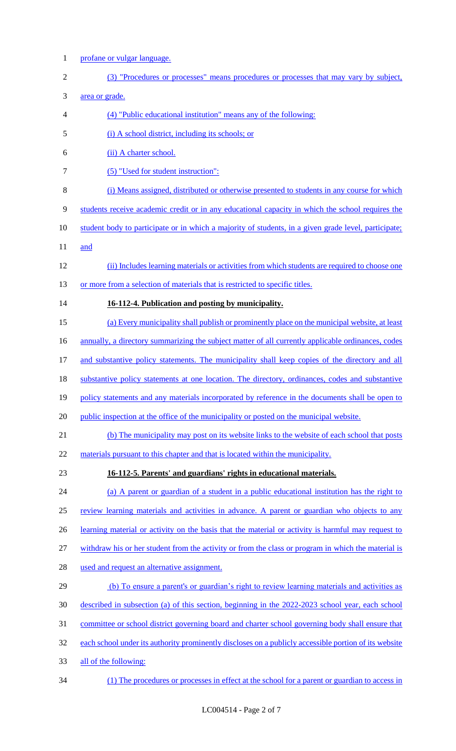profane or vulgar language.

(3) "Procedures or processes" means procedures or processes that may vary by subject, area or grade.

(4) "Public educational institution" means any of the following:

(i) A school district, including its schools; or

(ii) A charter school.

(5) "Used for student instruction":

(i) Means assigned, distributed or otherwise presented to students in any course for which students receive academic credit or in any educational capacity in which the school requires the student body to participate or in which a majority of students, in a given grade level, participate; and

(ii) Includes learning materials or activities from which students are required to choose one or more from a selection of materials that is restricted to specific titles.

**16-112-4. Publication and posting by municipality.**

(a) Every municipality shall publish or prominently place on the municipal website, at least annually, a directory summarizing the subject matter of all currently applicable ordinances, codes and substantive policy statements. The municipality shall keep copies of the directory and all substantive policy statements at one location. The directory, ordinances, codes and substantive policy statements and any materials incorporated by reference in the documents shall be open to public inspection at the office of the municipality or posted on the municipal website.

(b) The municipality may post on its website links to the website of each school that posts materials pursuant to this chapter and that is located within the municipality.

**16-112-5. Parents' and guardians' rights in educational materials.**

(a) A parent or guardian of a student in a public educational institution has the right to review learning materials and activities in advance. A parent or guardian who objects to any learning material or activity on the basis that the material or activity is harmful may request to withdraw his or her student from the activity or from the class or program in which the material is used and request an alternative assignment.

(b) To ensure a parent's or guardian's right to review learning materials and activities as described in subsection (a) of this section, beginning in the 2022-2023 school year, each school committee or school district governing board and charter school governing body shall ensure that each school under its authority prominently discloses on a publicly accessible portion of its website all of the following:

(1) The procedures or processes in effect at the school for a parent or guardian to access in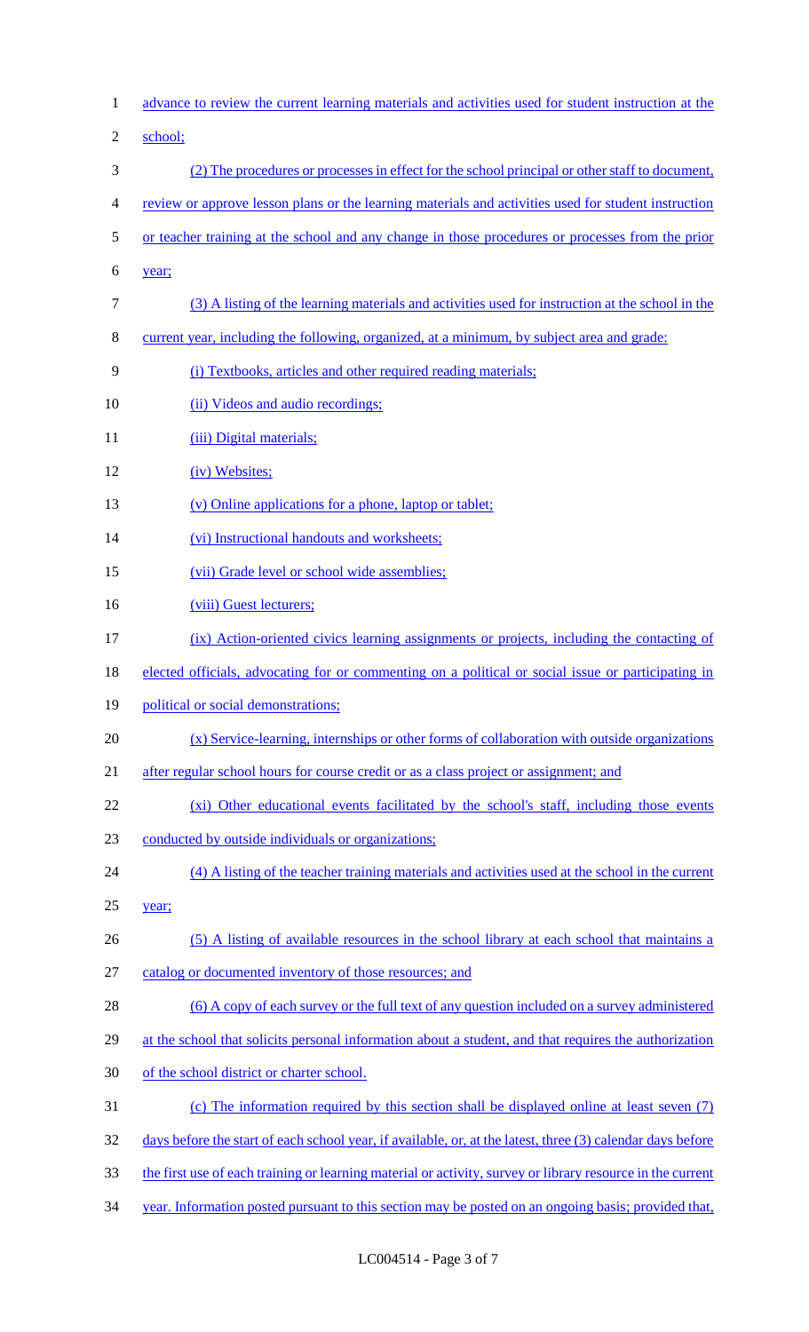advance to review the current learning materials and activities used for student instruction at the school;

(2) The procedures or processes in effect for the school principal or other staff to document, review or approve lesson plans or the learning materials and activities used for student instruction or teacher training at the school and any change in those procedures or processes from the prior year;

(3) A listing of the learning materials and activities used for instruction at the school in the current year, including the following, organized, at a minimum, by subject area and grade:

(i) Textbooks, articles and other required reading materials;

(ii) Videos and audio recordings;

(iii) Digital materials;

(iv) Websites;

(v) Online applications for a phone, laptop or tablet;

(vi) Instructional handouts and worksheets;

(vii) Grade level or school wide assemblies;

(viii) Guest lecturers;

(ix) Action-oriented civics learning assignments or projects, including the contacting of elected officials, advocating for or commenting on a political or social issue or participating in political or social demonstrations;

(x) Service-learning, internships or other forms of collaboration with outside organizations after regular school hours for course credit or as a class project or assignment; and

(xi) Other educational events facilitated by the school's staff, including those events conducted by outside individuals or organizations;

(4) A listing of the teacher training materials and activities used at the school in the current year;

(5) A listing of available resources in the school library at each school that maintains a catalog or documented inventory of those resources; and

(6) A copy of each survey or the full text of any question included on a survey administered at the school that solicits personal information about a student, and that requires the authorization of the school district or charter school.

(c) The information required by this section shall be displayed online at least seven (7) days before the start of each school year, if available, or, at the latest, three (3) calendar days before the first use of each training or learning material or activity, survey or library resource in the current year. Information posted pursuant to this section may be posted on an ongoing basis; provided that,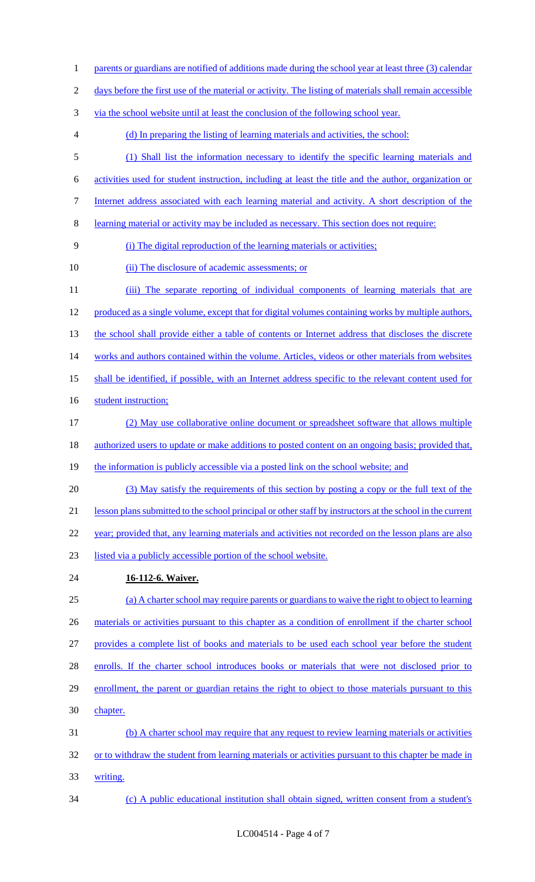parents or guardians are notified of additions made during the school year at least three (3) calendar days before the first use of the material or activity. The listing of materials shall remain accessible via the school website until at least the conclusion of the following school year.

(d) In preparing the listing of learning materials and activities, the school:

(1) Shall list the information necessary to identify the specific learning materials and activities used for student instruction, including at least the title and the author, organization or Internet address associated with each learning material and activity. A short description of the learning material or activity may be included as necessary. This section does not require:

(i) The digital reproduction of the learning materials or activities;

(ii) The disclosure of academic assessments; or

(iii) The separate reporting of individual components of learning materials that are produced as a single volume, except that for digital volumes containing works by multiple authors, the school shall provide either a table of contents or Internet address that discloses the discrete works and authors contained within the volume. Articles, videos or other materials from websites shall be identified, if possible, with an Internet address specific to the relevant content used for student instruction;

(2) May use collaborative online document or spreadsheet software that allows multiple authorized users to update or make additions to posted content on an ongoing basis; provided that, the information is publicly accessible via a posted link on the school website; and

(3) May satisfy the requirements of this section by posting a copy or the full text of the lesson plans submitted to the school principal or other staff by instructors at the school in the current year; provided that, any learning materials and activities not recorded on the lesson plans are also listed via a publicly accessible portion of the school website.

**16-112-6. Waiver.**

(a) A charter school may require parents or guardians to waive the right to object to learning materials or activities pursuant to this chapter as a condition of enrollment if the charter school provides a complete list of books and materials to be used each school year before the student enrolls. If the charter school introduces books or materials that were not disclosed prior to enrollment, the parent or guardian retains the right to object to those materials pursuant to this chapter.

(b) A charter school may require that any request to review learning materials or activities or to withdraw the student from learning materials or activities pursuant to this chapter be made in writing.

(c) A public educational institution shall obtain signed, written consent from a student's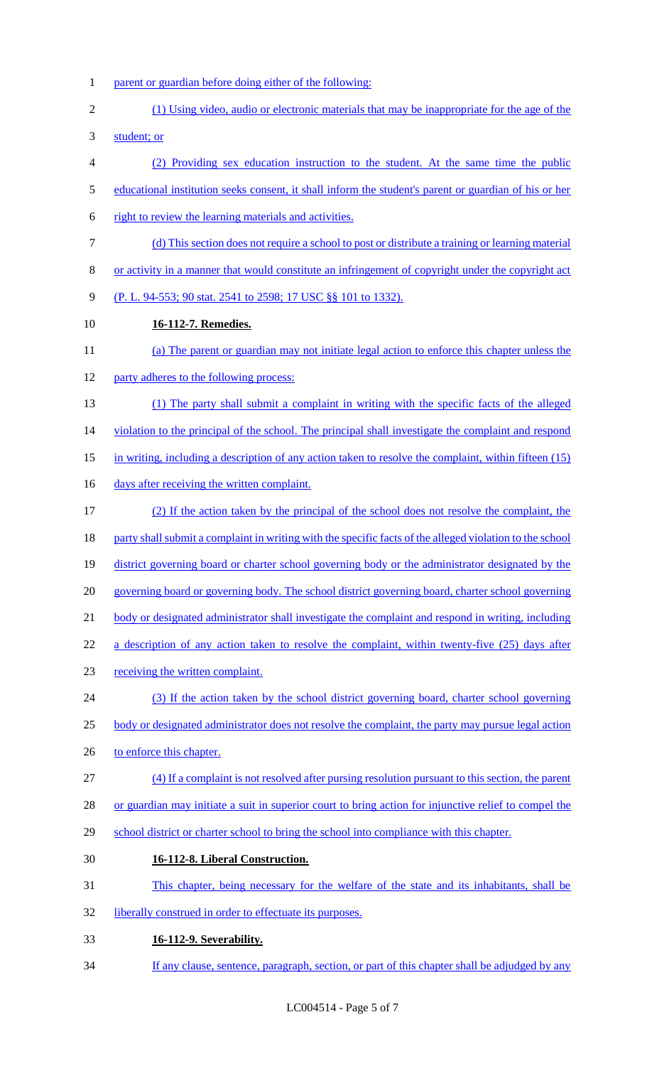parent or guardian before doing either of the following:

(1) Using video, audio or electronic materials that may be inappropriate for the age of the student; or

(2) Providing sex education instruction to the student. At the same time the public educational institution seeks consent, it shall inform the student's parent or guardian of his or her right to review the learning materials and activities.

(d) This section does not require a school to post or distribute a training or learning material or activity in a manner that would constitute an infringement of copyright under the copyright act (P. L. 94-553; 90 stat. 2541 to 2598; 17 USC §§ 101 to 1332).

**16-112-7. Remedies.**

(a) The parent or guardian may not initiate legal action to enforce this chapter unless the party adheres to the following process:

(1) The party shall submit a complaint in writing with the specific facts of the alleged violation to the principal of the school. The principal shall investigate the complaint and respond in writing, including a description of any action taken to resolve the complaint, within fifteen (15) days after receiving the written complaint.

(2) If the action taken by the principal of the school does not resolve the complaint, the party shall submit a complaint in writing with the specific facts of the alleged violation to the school district governing board or charter school governing body or the administrator designated by the governing board or governing body. The school district governing board, charter school governing body or designated administrator shall investigate the complaint and respond in writing, including a description of any action taken to resolve the complaint, within twenty-five (25) days after receiving the written complaint.

(3) If the action taken by the school district governing board, charter school governing body or designated administrator does not resolve the complaint, the party may pursue legal action to enforce this chapter.

(4) If a complaint is not resolved after pursing resolution pursuant to this section, the parent or guardian may initiate a suit in superior court to bring action for injunctive relief to compel the school district or charter school to bring the school into compliance with this chapter.

**16-112-8. Liberal Construction.**

This chapter, being necessary for the welfare of the state and its inhabitants, shall be liberally construed in order to effectuate its purposes.

**16-112-9. Severability.**

If any clause, sentence, paragraph, section, or part of this chapter shall be adjudged by any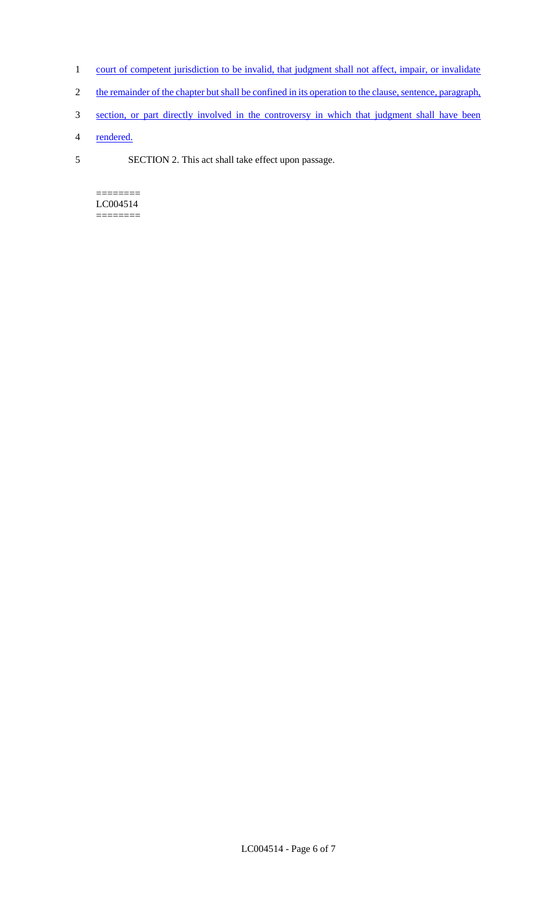court of competent jurisdiction to be invalid, that judgment shall not affect, impair, or invalidate the remainder of the chapter but shall be confined in its operation to the clause, sentence, paragraph, section, or part directly involved in the controversy in which that judgment shall have been rendered.

SECTION 2. This act shall take effect upon passage.

========
LC004514
========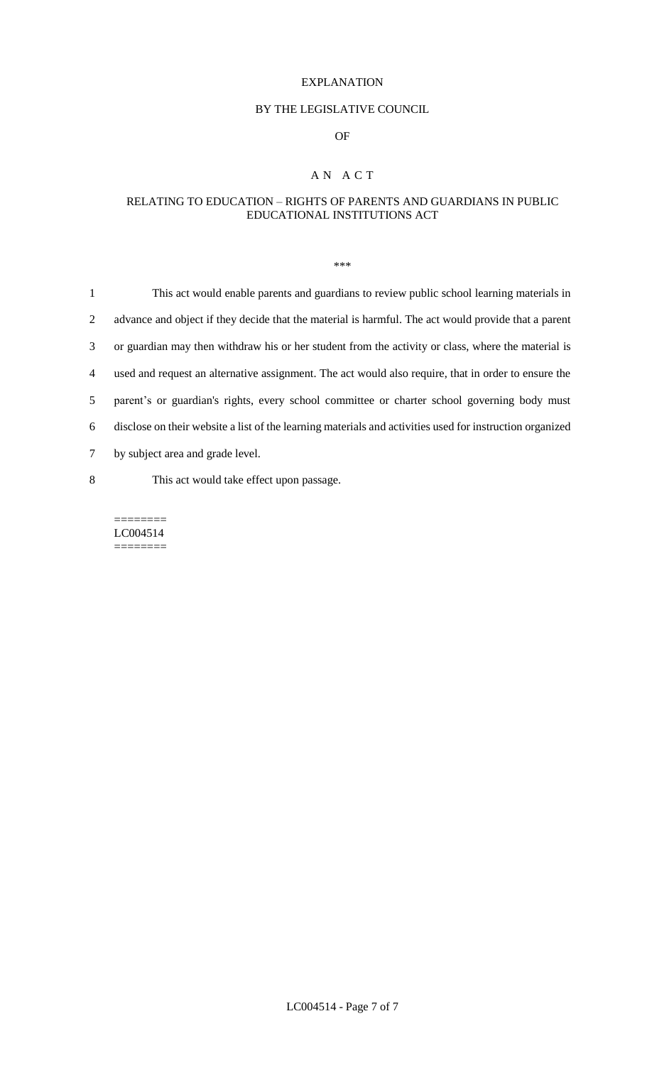EXPLANATION

BY THE LEGISLATIVE COUNCIL

OF

A N A C T

RELATING TO EDUCATION – RIGHTS OF PARENTS AND GUARDIANS IN PUBLIC EDUCATIONAL INSTITUTIONS ACT

***

This act would enable parents and guardians to review public school learning materials in advance and object if they decide that the material is harmful. The act would provide that a parent or guardian may then withdraw his or her student from the activity or class, where the material is used and request an alternative assignment. The act would also require, that in order to ensure the parent's or guardian's rights, every school committee or charter school governing body must disclose on their website a list of the learning materials and activities used for instruction organized by subject area and grade level.

This act would take effect upon passage.

========
LC004514
========